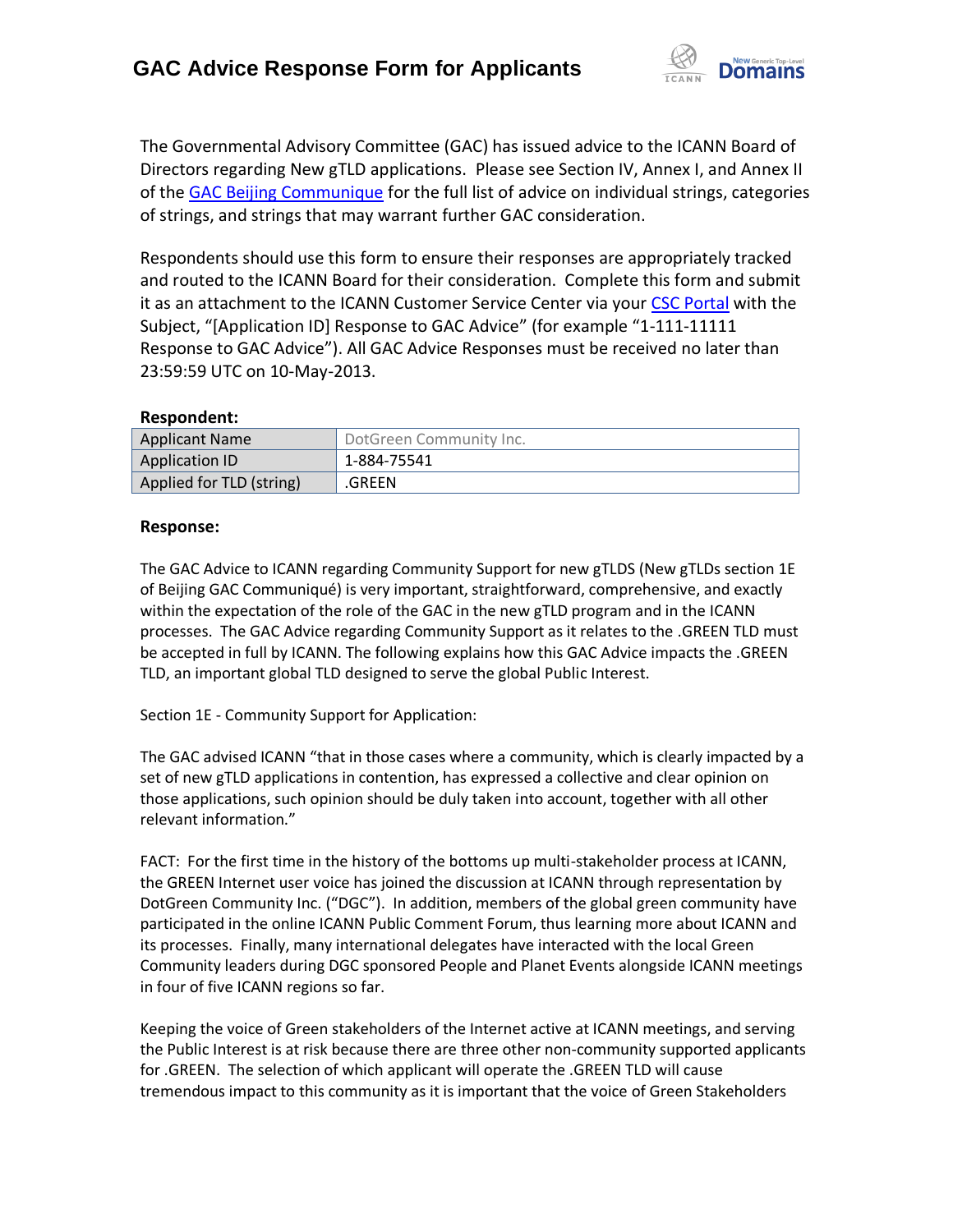# GAC Advice Response Form for Applicants

The Governmental Advisory Committee (GAC) has issued advice to the ICANN Board of Directors regarding New gTLD applications. Please see Section IV, Annex I, and Annex II of the GAC Beijing Communique for the full list of advice on individual strings, categories of strings, and strings that may warrant further GAC consideration.

Respondents should use this form to ensure their responses are appropriately tracked and routed to the ICANN Board for their consideration. Complete this form and submit it as an attachment to the ICANN Customer Service Center via your CSC Portal with the Subject, "[Application ID] Response to GAC Advice" (for example "1-111-11111 Response to GAC Advice"). All GAC Advice Responses must be received no later than 23:59:59 UTC on 10-May-2013.

**Respondent:**

| Applicant Name | DotGreen Community Inc. |
|---|---|
| Application ID | 1-884-75541 |
| Applied for TLD (string) | .GREEN |

**Response:**

The GAC Advice to ICANN regarding Community Support for new gTLDS (New gTLDs section 1E of Beijing GAC Communiqué) is very important, straightforward, comprehensive, and exactly within the expectation of the role of the GAC in the new gTLD program and in the ICANN processes. The GAC Advice regarding Community Support as it relates to the .GREEN TLD must be accepted in full by ICANN. The following explains how this GAC Advice impacts the .GREEN TLD, an important global TLD designed to serve the global Public Interest.

Section 1E - Community Support for Application:

The GAC advised ICANN "that in those cases where a community, which is clearly impacted by a set of new gTLD applications in contention, has expressed a collective and clear opinion on those applications, such opinion should be duly taken into account, together with all other relevant information."

FACT: For the first time in the history of the bottoms up multi-stakeholder process at ICANN, the GREEN Internet user voice has joined the discussion at ICANN through representation by DotGreen Community Inc. ("DGC"). In addition, members of the global green community have participated in the online ICANN Public Comment Forum, thus learning more about ICANN and its processes. Finally, many international delegates have interacted with the local Green Community leaders during DGC sponsored People and Planet Events alongside ICANN meetings in four of five ICANN regions so far.

Keeping the voice of Green stakeholders of the Internet active at ICANN meetings, and serving the Public Interest is at risk because there are three other non-community supported applicants for .GREEN. The selection of which applicant will operate the .GREEN TLD will cause tremendous impact to this community as it is important that the voice of Green Stakeholders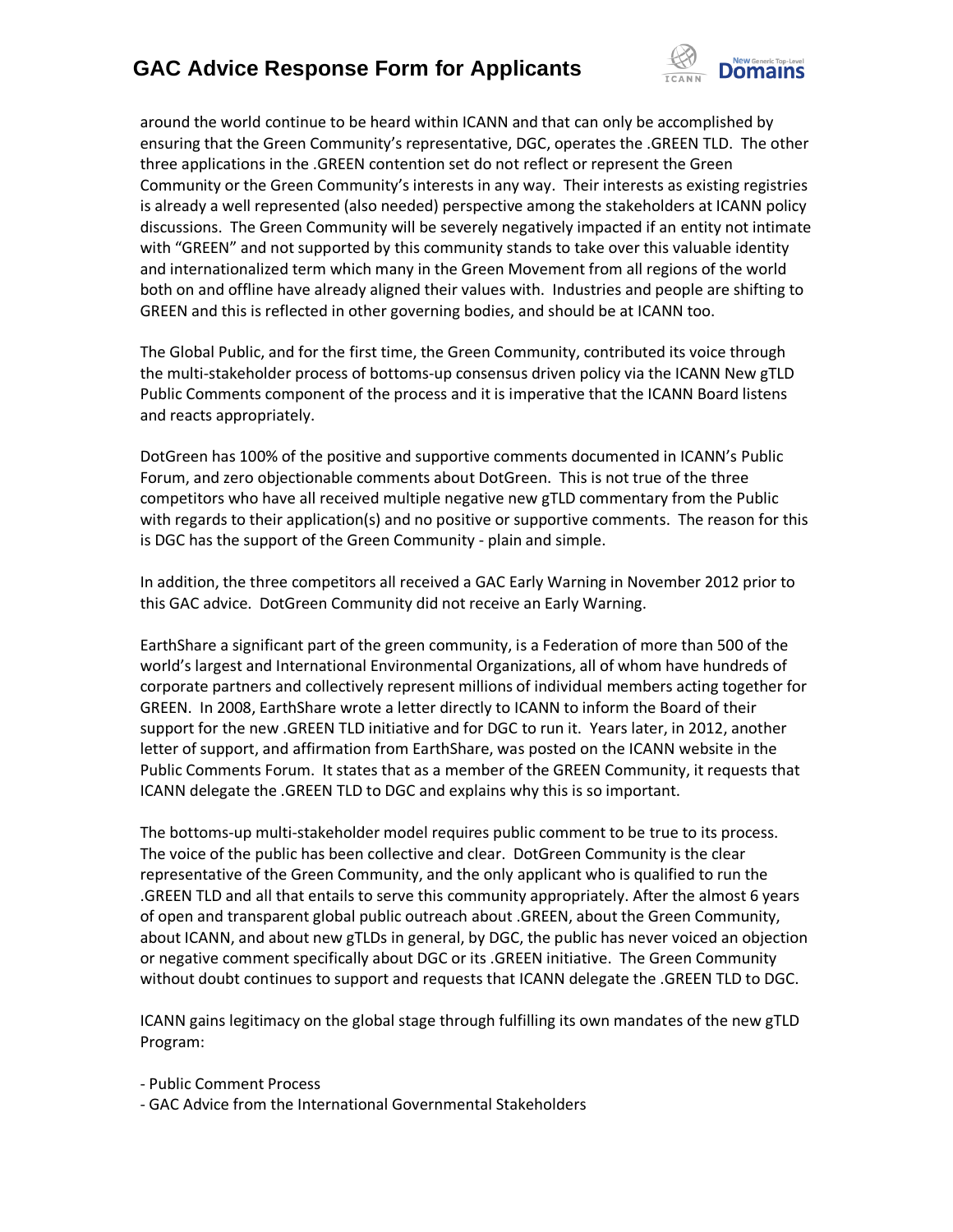around the world continue to be heard within ICANN and that can only be accomplished by ensuring that the Green Community's representative, DGC, operates the .GREEN TLD. The other three applications in the .GREEN contention set do not reflect or represent the Green Community or the Green Community's interests in any way. Their interests as existing registries is already a well represented (also needed) perspective among the stakeholders at ICANN policy discussions. The Green Community will be severely negatively impacted if an entity not intimate with "GREEN" and not supported by this community stands to take over this valuable identity and internationalized term which many in the Green Movement from all regions of the world both on and offline have already aligned their values with. Industries and people are shifting to GREEN and this is reflected in other governing bodies, and should be at ICANN too.

The Global Public, and for the first time, the Green Community, contributed its voice through the multi-stakeholder process of bottoms-up consensus driven policy via the ICANN New gTLD Public Comments component of the process and it is imperative that the ICANN Board listens and reacts appropriately.

DotGreen has 100% of the positive and supportive comments documented in ICANN's Public Forum, and zero objectionable comments about DotGreen. This is not true of the three competitors who have all received multiple negative new gTLD commentary from the Public with regards to their application(s) and no positive or supportive comments. The reason for this is DGC has the support of the Green Community - plain and simple.

In addition, the three competitors all received a GAC Early Warning in November 2012 prior to this GAC advice. DotGreen Community did not receive an Early Warning.

EarthShare a significant part of the green community, is a Federation of more than 500 of the world's largest and International Environmental Organizations, all of whom have hundreds of corporate partners and collectively represent millions of individual members acting together for GREEN. In 2008, EarthShare wrote a letter directly to ICANN to inform the Board of their support for the new .GREEN TLD initiative and for DGC to run it. Years later, in 2012, another letter of support, and affirmation from EarthShare, was posted on the ICANN website in the Public Comments Forum. It states that as a member of the GREEN Community, it requests that ICANN delegate the .GREEN TLD to DGC and explains why this is so important.

The bottoms-up multi-stakeholder model requires public comment to be true to its process. The voice of the public has been collective and clear. DotGreen Community is the clear representative of the Green Community, and the only applicant who is qualified to run the .GREEN TLD and all that entails to serve this community appropriately. After the almost 6 years of open and transparent global public outreach about .GREEN, about the Green Community, about ICANN, and about new gTLDs in general, by DGC, the public has never voiced an objection or negative comment specifically about DGC or its .GREEN initiative. The Green Community without doubt continues to support and requests that ICANN delegate the .GREEN TLD to DGC.

ICANN gains legitimacy on the global stage through fulfilling its own mandates of the new gTLD Program:

- Public Comment Process
- GAC Advice from the International Governmental Stakeholders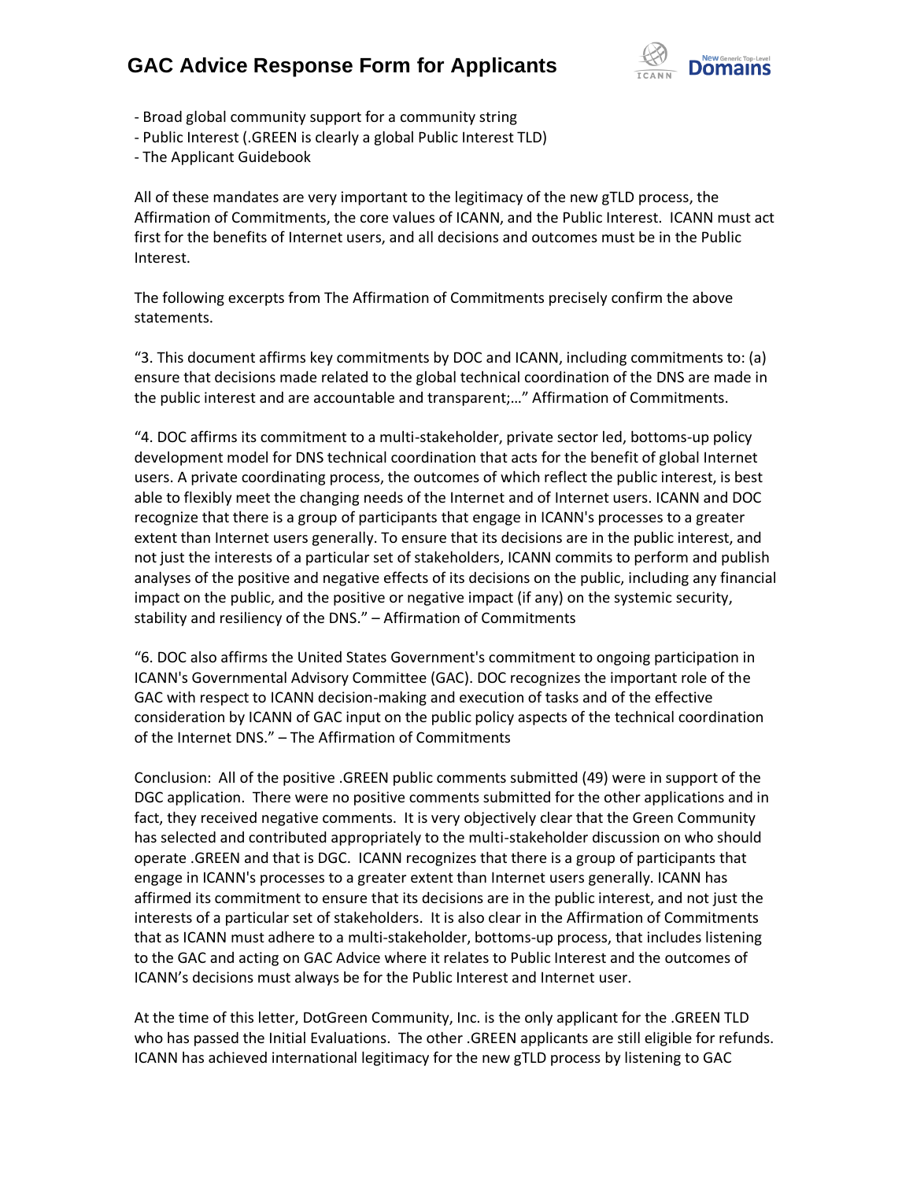- Broad global community support for a community string
- Public Interest (.GREEN is clearly a global Public Interest TLD)
- The Applicant Guidebook

All of these mandates are very important to the legitimacy of the new gTLD process, the Affirmation of Commitments, the core values of ICANN, and the Public Interest. ICANN must act first for the benefits of Internet users, and all decisions and outcomes must be in the Public Interest.

The following excerpts from The Affirmation of Commitments precisely confirm the above statements.

"3. This document affirms key commitments by DOC and ICANN, including commitments to: (a) ensure that decisions made related to the global technical coordination of the DNS are made in the public interest and are accountable and transparent;…" Affirmation of Commitments.

"4. DOC affirms its commitment to a multi-stakeholder, private sector led, bottoms-up policy development model for DNS technical coordination that acts for the benefit of global Internet users. A private coordinating process, the outcomes of which reflect the public interest, is best able to flexibly meet the changing needs of the Internet and of Internet users. ICANN and DOC recognize that there is a group of participants that engage in ICANN's processes to a greater extent than Internet users generally. To ensure that its decisions are in the public interest, and not just the interests of a particular set of stakeholders, ICANN commits to perform and publish analyses of the positive and negative effects of its decisions on the public, including any financial impact on the public, and the positive or negative impact (if any) on the systemic security, stability and resiliency of the DNS." – Affirmation of Commitments

"6. DOC also affirms the United States Government's commitment to ongoing participation in ICANN's Governmental Advisory Committee (GAC). DOC recognizes the important role of the GAC with respect to ICANN decision-making and execution of tasks and of the effective consideration by ICANN of GAC input on the public policy aspects of the technical coordination of the Internet DNS." – The Affirmation of Commitments

Conclusion: All of the positive .GREEN public comments submitted (49) were in support of the DGC application. There were no positive comments submitted for the other applications and in fact, they received negative comments. It is very objectively clear that the Green Community has selected and contributed appropriately to the multi-stakeholder discussion on who should operate .GREEN and that is DGC. ICANN recognizes that there is a group of participants that engage in ICANN's processes to a greater extent than Internet users generally. ICANN has affirmed its commitment to ensure that its decisions are in the public interest, and not just the interests of a particular set of stakeholders. It is also clear in the Affirmation of Commitments that as ICANN must adhere to a multi-stakeholder, bottoms-up process, that includes listening to the GAC and acting on GAC Advice where it relates to Public Interest and the outcomes of ICANN's decisions must always be for the Public Interest and Internet user.

At the time of this letter, DotGreen Community, Inc. is the only applicant for the .GREEN TLD who has passed the Initial Evaluations. The other .GREEN applicants are still eligible for refunds. ICANN has achieved international legitimacy for the new gTLD process by listening to GAC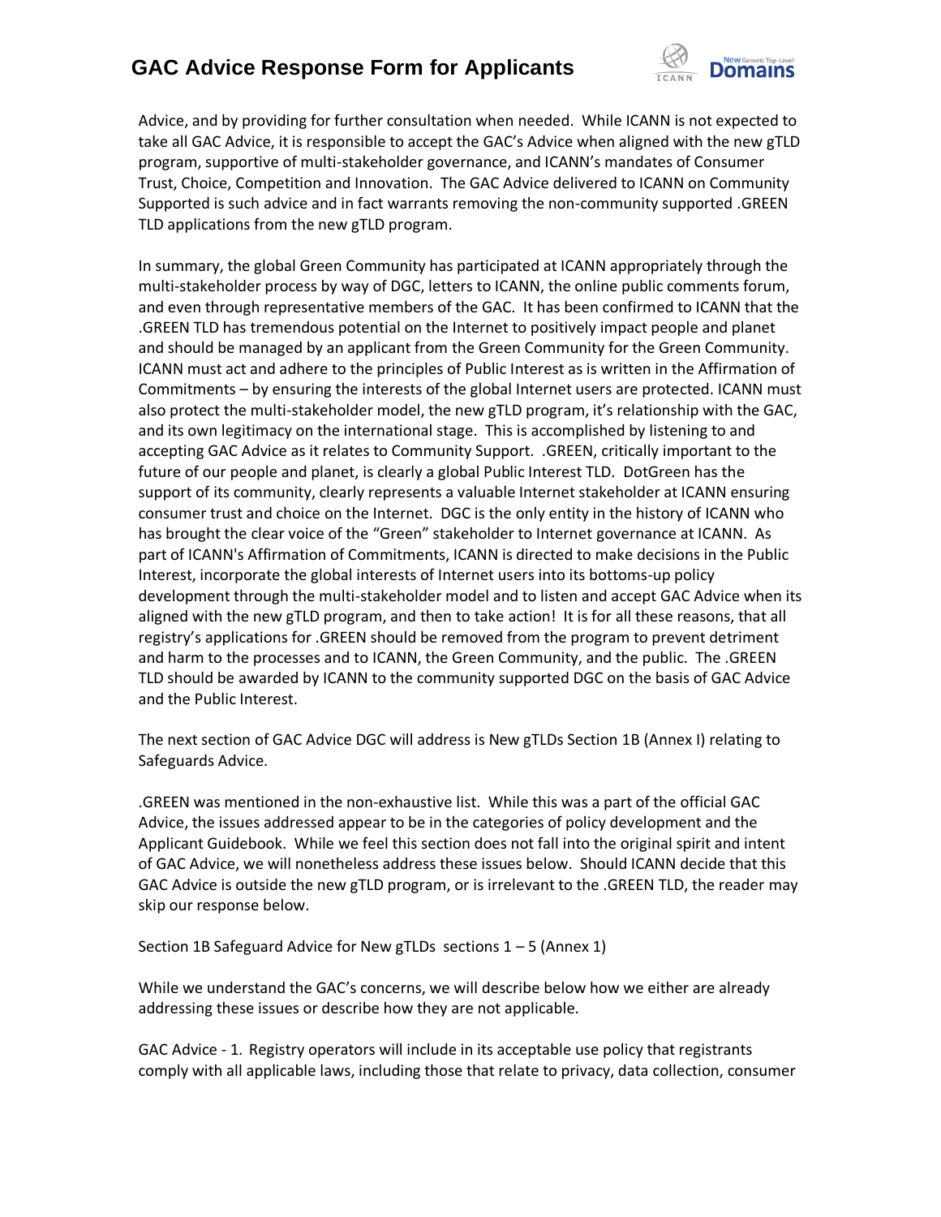Advice, and by providing for further consultation when needed. While ICANN is not expected to take all GAC Advice, it is responsible to accept the GAC's Advice when aligned with the new gTLD program, supportive of multi-stakeholder governance, and ICANN's mandates of Consumer Trust, Choice, Competition and Innovation. The GAC Advice delivered to ICANN on Community Supported is such advice and in fact warrants removing the non-community supported .GREEN TLD applications from the new gTLD program.

In summary, the global Green Community has participated at ICANN appropriately through the multi-stakeholder process by way of DGC, letters to ICANN, the online public comments forum, and even through representative members of the GAC. It has been confirmed to ICANN that the .GREEN TLD has tremendous potential on the Internet to positively impact people and planet and should be managed by an applicant from the Green Community for the Green Community. ICANN must act and adhere to the principles of Public Interest as is written in the Affirmation of Commitments – by ensuring the interests of the global Internet users are protected. ICANN must also protect the multi-stakeholder model, the new gTLD program, it's relationship with the GAC, and its own legitimacy on the international stage. This is accomplished by listening to and accepting GAC Advice as it relates to Community Support. .GREEN, critically important to the future of our people and planet, is clearly a global Public Interest TLD. DotGreen has the support of its community, clearly represents a valuable Internet stakeholder at ICANN ensuring consumer trust and choice on the Internet. DGC is the only entity in the history of ICANN who has brought the clear voice of the "Green" stakeholder to Internet governance at ICANN. As part of ICANN's Affirmation of Commitments, ICANN is directed to make decisions in the Public Interest, incorporate the global interests of Internet users into its bottoms-up policy development through the multi-stakeholder model and to listen and accept GAC Advice when its aligned with the new gTLD program, and then to take action! It is for all these reasons, that all registry's applications for .GREEN should be removed from the program to prevent detriment and harm to the processes and to ICANN, the Green Community, and the public. The .GREEN TLD should be awarded by ICANN to the community supported DGC on the basis of GAC Advice and the Public Interest.

The next section of GAC Advice DGC will address is New gTLDs Section 1B (Annex I) relating to Safeguards Advice.

.GREEN was mentioned in the non-exhaustive list. While this was a part of the official GAC Advice, the issues addressed appear to be in the categories of policy development and the Applicant Guidebook. While we feel this section does not fall into the original spirit and intent of GAC Advice, we will nonetheless address these issues below. Should ICANN decide that this GAC Advice is outside the new gTLD program, or is irrelevant to the .GREEN TLD, the reader may skip our response below.

Section 1B Safeguard Advice for New gTLDs sections 1 – 5 (Annex 1)

While we understand the GAC's concerns, we will describe below how we either are already addressing these issues or describe how they are not applicable.

GAC Advice - 1. Registry operators will include in its acceptable use policy that registrants comply with all applicable laws, including those that relate to privacy, data collection, consumer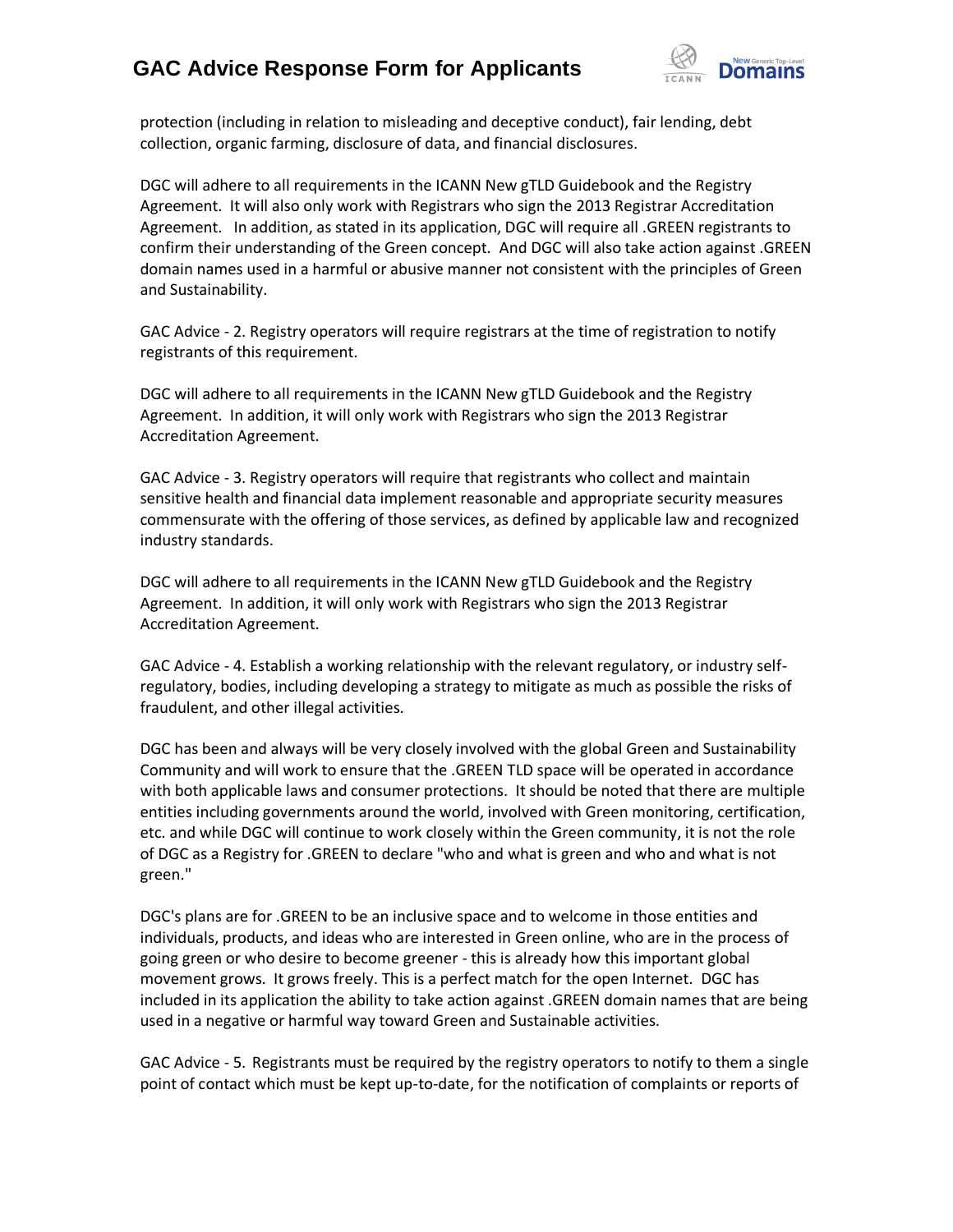protection (including in relation to misleading and deceptive conduct), fair lending, debt collection, organic farming, disclosure of data, and financial disclosures.

DGC will adhere to all requirements in the ICANN New gTLD Guidebook and the Registry Agreement. It will also only work with Registrars who sign the 2013 Registrar Accreditation Agreement. In addition, as stated in its application, DGC will require all .GREEN registrants to confirm their understanding of the Green concept. And DGC will also take action against .GREEN domain names used in a harmful or abusive manner not consistent with the principles of Green and Sustainability.

GAC Advice - 2. Registry operators will require registrars at the time of registration to notify registrants of this requirement.

DGC will adhere to all requirements in the ICANN New gTLD Guidebook and the Registry Agreement. In addition, it will only work with Registrars who sign the 2013 Registrar Accreditation Agreement.

GAC Advice - 3. Registry operators will require that registrants who collect and maintain sensitive health and financial data implement reasonable and appropriate security measures commensurate with the offering of those services, as defined by applicable law and recognized industry standards.

DGC will adhere to all requirements in the ICANN New gTLD Guidebook and the Registry Agreement. In addition, it will only work with Registrars who sign the 2013 Registrar Accreditation Agreement.

GAC Advice - 4. Establish a working relationship with the relevant regulatory, or industry self-regulatory, bodies, including developing a strategy to mitigate as much as possible the risks of fraudulent, and other illegal activities.

DGC has been and always will be very closely involved with the global Green and Sustainability Community and will work to ensure that the .GREEN TLD space will be operated in accordance with both applicable laws and consumer protections. It should be noted that there are multiple entities including governments around the world, involved with Green monitoring, certification, etc. and while DGC will continue to work closely within the Green community, it is not the role of DGC as a Registry for .GREEN to declare "who and what is green and who and what is not green."

DGC's plans are for .GREEN to be an inclusive space and to welcome in those entities and individuals, products, and ideas who are interested in Green online, who are in the process of going green or who desire to become greener - this is already how this important global movement grows. It grows freely. This is a perfect match for the open Internet. DGC has included in its application the ability to take action against .GREEN domain names that are being used in a negative or harmful way toward Green and Sustainable activities.

GAC Advice - 5. Registrants must be required by the registry operators to notify to them a single point of contact which must be kept up-to-date, for the notification of complaints or reports of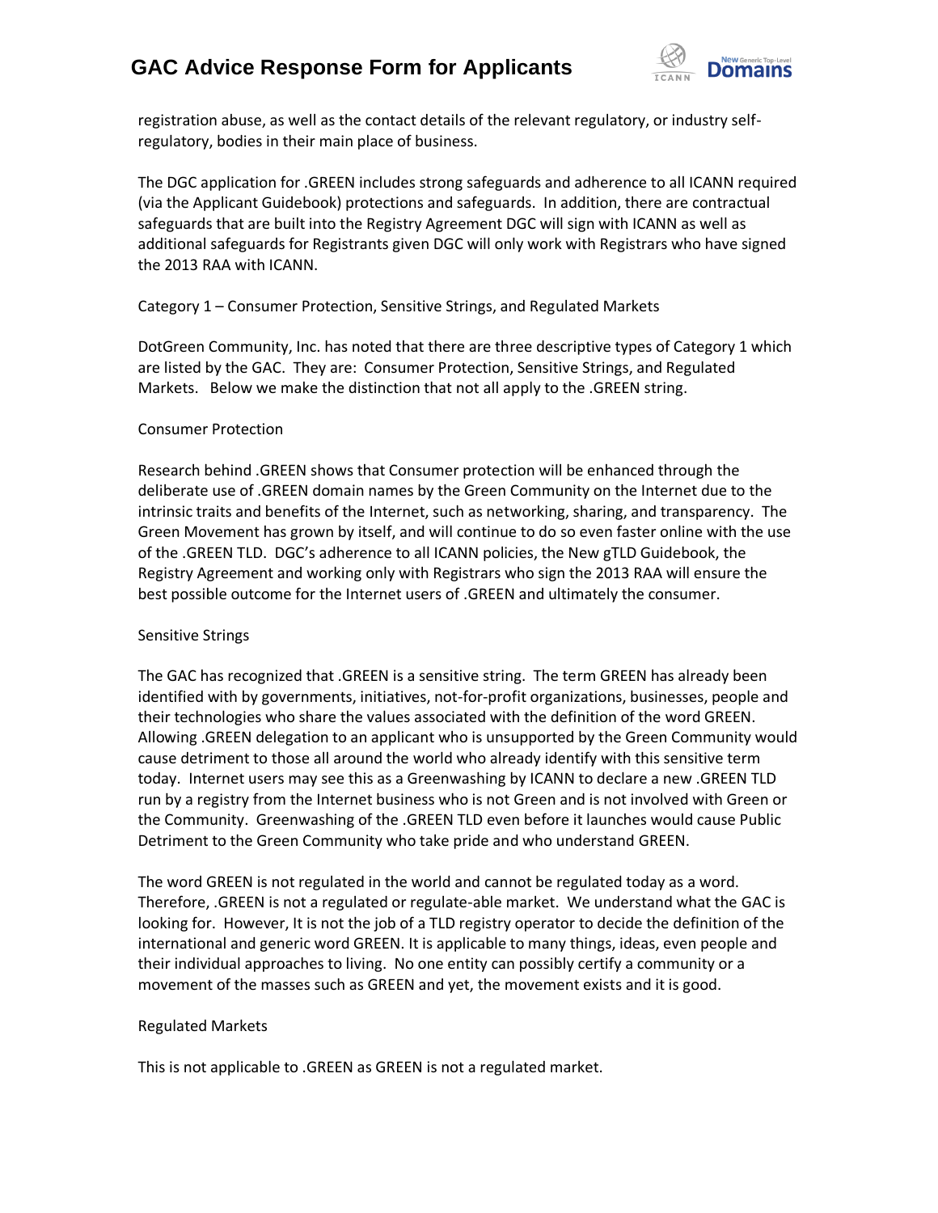registration abuse, as well as the contact details of the relevant regulatory, or industry self-regulatory, bodies in their main place of business.

The DGC application for .GREEN includes strong safeguards and adherence to all ICANN required (via the Applicant Guidebook) protections and safeguards. In addition, there are contractual safeguards that are built into the Registry Agreement DGC will sign with ICANN as well as additional safeguards for Registrants given DGC will only work with Registrars who have signed the 2013 RAA with ICANN.

Category 1 – Consumer Protection, Sensitive Strings, and Regulated Markets

DotGreen Community, Inc. has noted that there are three descriptive types of Category 1 which are listed by the GAC. They are: Consumer Protection, Sensitive Strings, and Regulated Markets. Below we make the distinction that not all apply to the .GREEN string.

Consumer Protection

Research behind .GREEN shows that Consumer protection will be enhanced through the deliberate use of .GREEN domain names by the Green Community on the Internet due to the intrinsic traits and benefits of the Internet, such as networking, sharing, and transparency. The Green Movement has grown by itself, and will continue to do so even faster online with the use of the .GREEN TLD. DGC's adherence to all ICANN policies, the New gTLD Guidebook, the Registry Agreement and working only with Registrars who sign the 2013 RAA will ensure the best possible outcome for the Internet users of .GREEN and ultimately the consumer.

Sensitive Strings

The GAC has recognized that .GREEN is a sensitive string. The term GREEN has already been identified with by governments, initiatives, not-for-profit organizations, businesses, people and their technologies who share the values associated with the definition of the word GREEN. Allowing .GREEN delegation to an applicant who is unsupported by the Green Community would cause detriment to those all around the world who already identify with this sensitive term today. Internet users may see this as a Greenwashing by ICANN to declare a new .GREEN TLD run by a registry from the Internet business who is not Green and is not involved with Green or the Community. Greenwashing of the .GREEN TLD even before it launches would cause Public Detriment to the Green Community who take pride and who understand GREEN.

The word GREEN is not regulated in the world and cannot be regulated today as a word. Therefore, .GREEN is not a regulated or regulate-able market. We understand what the GAC is looking for. However, It is not the job of a TLD registry operator to decide the definition of the international and generic word GREEN. It is applicable to many things, ideas, even people and their individual approaches to living. No one entity can possibly certify a community or a movement of the masses such as GREEN and yet, the movement exists and it is good.

Regulated Markets

This is not applicable to .GREEN as GREEN is not a regulated market.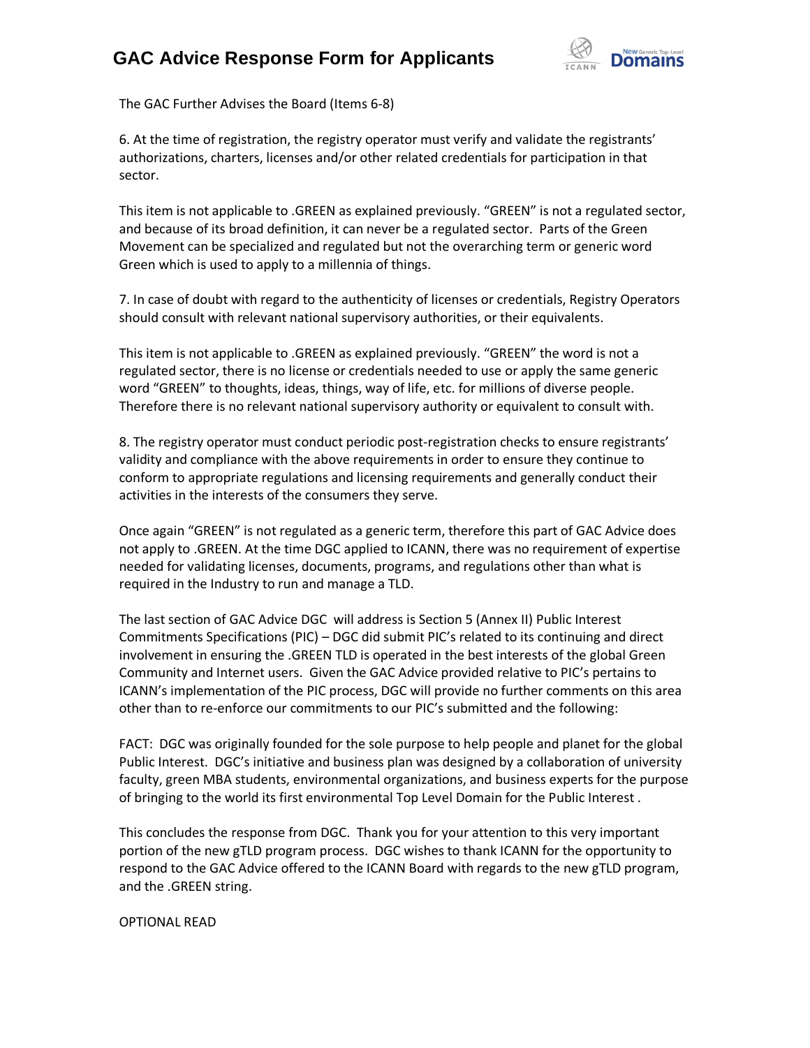The GAC Further Advises the Board (Items 6-8)

6. At the time of registration, the registry operator must verify and validate the registrants' authorizations, charters, licenses and/or other related credentials for participation in that sector.

This item is not applicable to .GREEN as explained previously. "GREEN" is not a regulated sector, and because of its broad definition, it can never be a regulated sector. Parts of the Green Movement can be specialized and regulated but not the overarching term or generic word Green which is used to apply to a millennia of things.

7. In case of doubt with regard to the authenticity of licenses or credentials, Registry Operators should consult with relevant national supervisory authorities, or their equivalents.

This item is not applicable to .GREEN as explained previously. "GREEN" the word is not a regulated sector, there is no license or credentials needed to use or apply the same generic word "GREEN" to thoughts, ideas, things, way of life, etc. for millions of diverse people. Therefore there is no relevant national supervisory authority or equivalent to consult with.

8. The registry operator must conduct periodic post-registration checks to ensure registrants' validity and compliance with the above requirements in order to ensure they continue to conform to appropriate regulations and licensing requirements and generally conduct their activities in the interests of the consumers they serve.

Once again "GREEN" is not regulated as a generic term, therefore this part of GAC Advice does not apply to .GREEN. At the time DGC applied to ICANN, there was no requirement of expertise needed for validating licenses, documents, programs, and regulations other than what is required in the Industry to run and manage a TLD.

The last section of GAC Advice DGC will address is Section 5 (Annex II) Public Interest Commitments Specifications (PIC) – DGC did submit PIC's related to its continuing and direct involvement in ensuring the .GREEN TLD is operated in the best interests of the global Green Community and Internet users. Given the GAC Advice provided relative to PIC's pertains to ICANN's implementation of the PIC process, DGC will provide no further comments on this area other than to re-enforce our commitments to our PIC's submitted and the following:

FACT: DGC was originally founded for the sole purpose to help people and planet for the global Public Interest. DGC's initiative and business plan was designed by a collaboration of university faculty, green MBA students, environmental organizations, and business experts for the purpose of bringing to the world its first environmental Top Level Domain for the Public Interest .

This concludes the response from DGC. Thank you for your attention to this very important portion of the new gTLD program process. DGC wishes to thank ICANN for the opportunity to respond to the GAC Advice offered to the ICANN Board with regards to the new gTLD program, and the .GREEN string.

OPTIONAL READ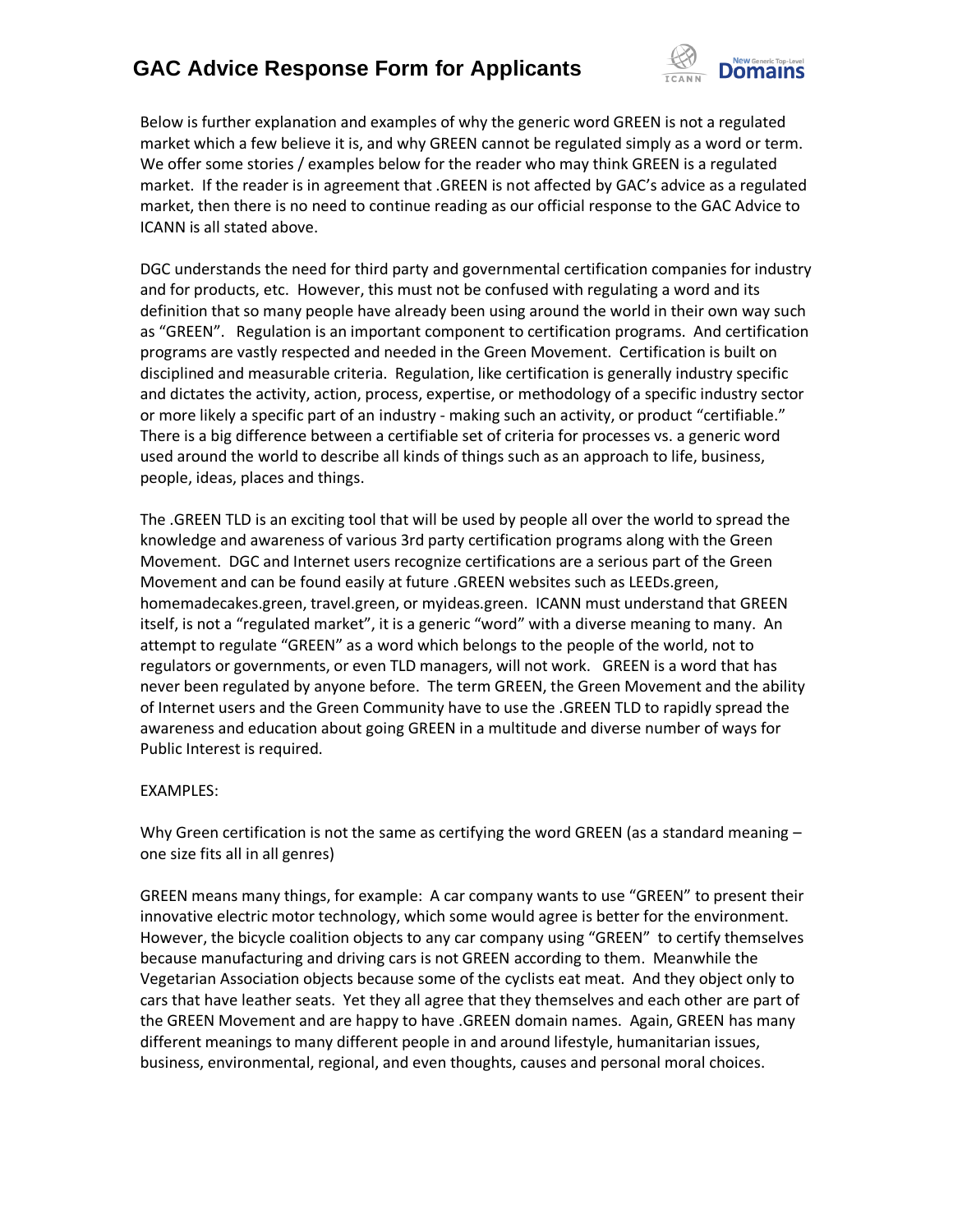Below is further explanation and examples of why the generic word GREEN is not a regulated market which a few believe it is, and why GREEN cannot be regulated simply as a word or term. We offer some stories / examples below for the reader who may think GREEN is a regulated market. If the reader is in agreement that .GREEN is not affected by GAC's advice as a regulated market, then there is no need to continue reading as our official response to the GAC Advice to ICANN is all stated above.

DGC understands the need for third party and governmental certification companies for industry and for products, etc. However, this must not be confused with regulating a word and its definition that so many people have already been using around the world in their own way such as "GREEN". Regulation is an important component to certification programs. And certification programs are vastly respected and needed in the Green Movement. Certification is built on disciplined and measurable criteria. Regulation, like certification is generally industry specific and dictates the activity, action, process, expertise, or methodology of a specific industry sector or more likely a specific part of an industry - making such an activity, or product "certifiable." There is a big difference between a certifiable set of criteria for processes vs. a generic word used around the world to describe all kinds of things such as an approach to life, business, people, ideas, places and things.

The .GREEN TLD is an exciting tool that will be used by people all over the world to spread the knowledge and awareness of various 3rd party certification programs along with the Green Movement. DGC and Internet users recognize certifications are a serious part of the Green Movement and can be found easily at future .GREEN websites such as LEEDs.green, homemadecakes.green, travel.green, or myideas.green. ICANN must understand that GREEN itself, is not a "regulated market", it is a generic "word" with a diverse meaning to many. An attempt to regulate "GREEN" as a word which belongs to the people of the world, not to regulators or governments, or even TLD managers, will not work. GREEN is a word that has never been regulated by anyone before. The term GREEN, the Green Movement and the ability of Internet users and the Green Community have to use the .GREEN TLD to rapidly spread the awareness and education about going GREEN in a multitude and diverse number of ways for Public Interest is required.

EXAMPLES:

Why Green certification is not the same as certifying the word GREEN (as a standard meaning – one size fits all in all genres)

GREEN means many things, for example: A car company wants to use "GREEN" to present their innovative electric motor technology, which some would agree is better for the environment. However, the bicycle coalition objects to any car company using "GREEN" to certify themselves because manufacturing and driving cars is not GREEN according to them. Meanwhile the Vegetarian Association objects because some of the cyclists eat meat. And they object only to cars that have leather seats. Yet they all agree that they themselves and each other are part of the GREEN Movement and are happy to have .GREEN domain names. Again, GREEN has many different meanings to many different people in and around lifestyle, humanitarian issues, business, environmental, regional, and even thoughts, causes and personal moral choices.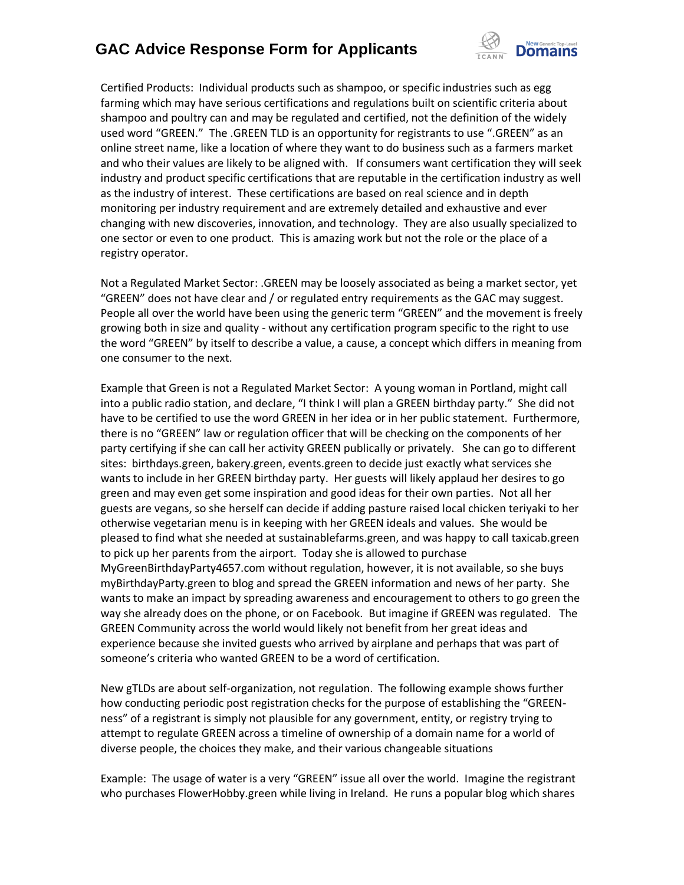Certified Products: Individual products such as shampoo, or specific industries such as egg farming which may have serious certifications and regulations built on scientific criteria about shampoo and poultry can and may be regulated and certified, not the definition of the widely used word "GREEN." The .GREEN TLD is an opportunity for registrants to use ".GREEN" as an online street name, like a location of where they want to do business such as a farmers market and who their values are likely to be aligned with. If consumers want certification they will seek industry and product specific certifications that are reputable in the certification industry as well as the industry of interest. These certifications are based on real science and in depth monitoring per industry requirement and are extremely detailed and exhaustive and ever changing with new discoveries, innovation, and technology. They are also usually specialized to one sector or even to one product. This is amazing work but not the role or the place of a registry operator.

Not a Regulated Market Sector: .GREEN may be loosely associated as being a market sector, yet "GREEN" does not have clear and / or regulated entry requirements as the GAC may suggest. People all over the world have been using the generic term "GREEN" and the movement is freely growing both in size and quality - without any certification program specific to the right to use the word "GREEN" by itself to describe a value, a cause, a concept which differs in meaning from one consumer to the next.

Example that Green is not a Regulated Market Sector: A young woman in Portland, might call into a public radio station, and declare, "I think I will plan a GREEN birthday party." She did not have to be certified to use the word GREEN in her idea or in her public statement. Furthermore, there is no "GREEN" law or regulation officer that will be checking on the components of her party certifying if she can call her activity GREEN publically or privately. She can go to different sites: birthdays.green, bakery.green, events.green to decide just exactly what services she wants to include in her GREEN birthday party. Her guests will likely applaud her desires to go green and may even get some inspiration and good ideas for their own parties. Not all her guests are vegans, so she herself can decide if adding pasture raised local chicken teriyaki to her otherwise vegetarian menu is in keeping with her GREEN ideals and values. She would be pleased to find what she needed at sustainablefarms.green, and was happy to call taxicab.green to pick up her parents from the airport. Today she is allowed to purchase MyGreenBirthdayParty4657.com without regulation, however, it is not available, so she buys myBirthdayParty.green to blog and spread the GREEN information and news of her party. She wants to make an impact by spreading awareness and encouragement to others to go green the way she already does on the phone, or on Facebook. But imagine if GREEN was regulated. The GREEN Community across the world would likely not benefit from her great ideas and experience because she invited guests who arrived by airplane and perhaps that was part of someone's criteria who wanted GREEN to be a word of certification.

New gTLDs are about self-organization, not regulation. The following example shows further how conducting periodic post registration checks for the purpose of establishing the "GREEN-ness" of a registrant is simply not plausible for any government, entity, or registry trying to attempt to regulate GREEN across a timeline of ownership of a domain name for a world of diverse people, the choices they make, and their various changeable situations

Example: The usage of water is a very "GREEN" issue all over the world. Imagine the registrant who purchases FlowerHobby.green while living in Ireland. He runs a popular blog which shares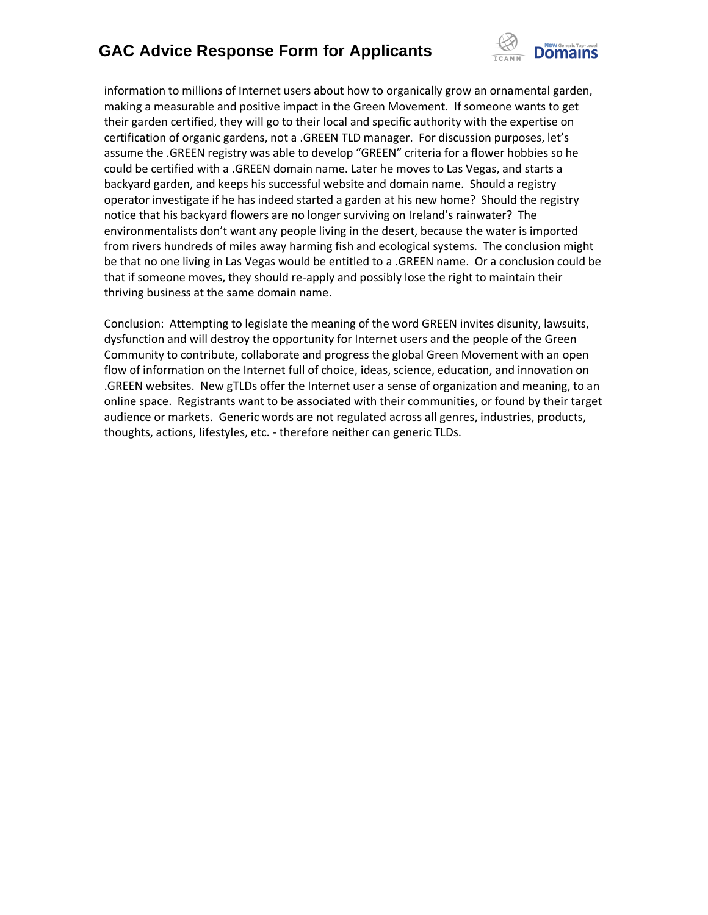information to millions of Internet users about how to organically grow an ornamental garden, making a measurable and positive impact in the Green Movement. If someone wants to get their garden certified, they will go to their local and specific authority with the expertise on certification of organic gardens, not a .GREEN TLD manager. For discussion purposes, let's assume the .GREEN registry was able to develop "GREEN" criteria for a flower hobbies so he could be certified with a .GREEN domain name. Later he moves to Las Vegas, and starts a backyard garden, and keeps his successful website and domain name. Should a registry operator investigate if he has indeed started a garden at his new home? Should the registry notice that his backyard flowers are no longer surviving on Ireland's rainwater? The environmentalists don't want any people living in the desert, because the water is imported from rivers hundreds of miles away harming fish and ecological systems. The conclusion might be that no one living in Las Vegas would be entitled to a .GREEN name. Or a conclusion could be that if someone moves, they should re-apply and possibly lose the right to maintain their thriving business at the same domain name.

Conclusion: Attempting to legislate the meaning of the word GREEN invites disunity, lawsuits, dysfunction and will destroy the opportunity for Internet users and the people of the Green Community to contribute, collaborate and progress the global Green Movement with an open flow of information on the Internet full of choice, ideas, science, education, and innovation on .GREEN websites. New gTLDs offer the Internet user a sense of organization and meaning, to an online space. Registrants want to be associated with their communities, or found by their target audience or markets. Generic words are not regulated across all genres, industries, products, thoughts, actions, lifestyles, etc. - therefore neither can generic TLDs.